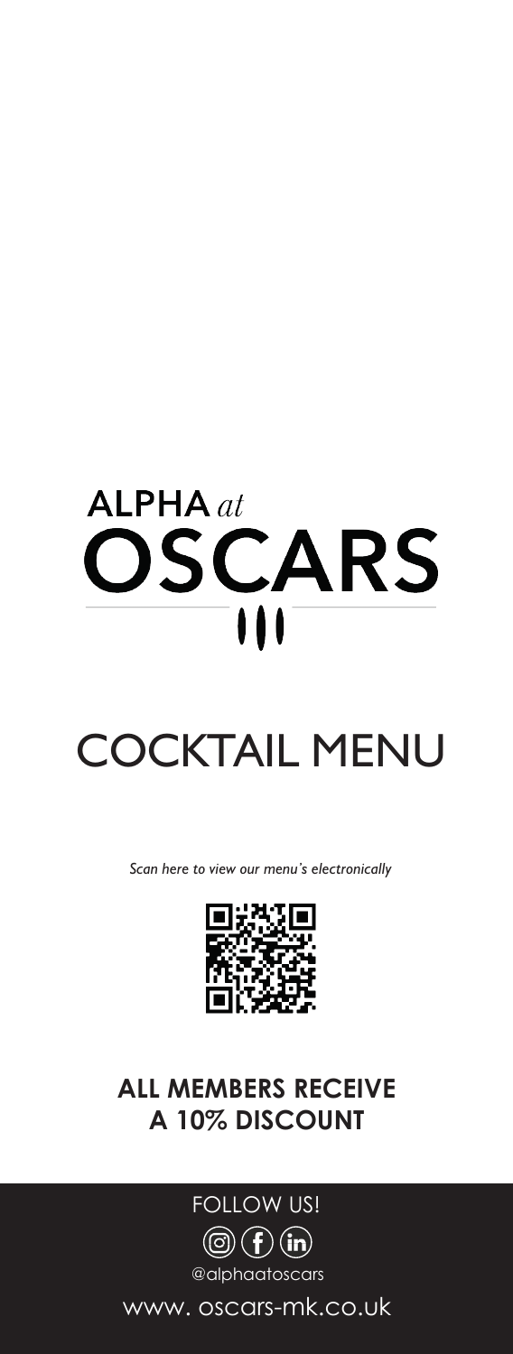ALPHA *at*

# OSCARS

# COCKTAIL MENU

*Scan here to view our menu's electronically*

**ALL MEMBERS RECEIVE A 10% DISCOUNT**

FOLLOW US!

@alphaatoscars

www. oscars-mk.co.uk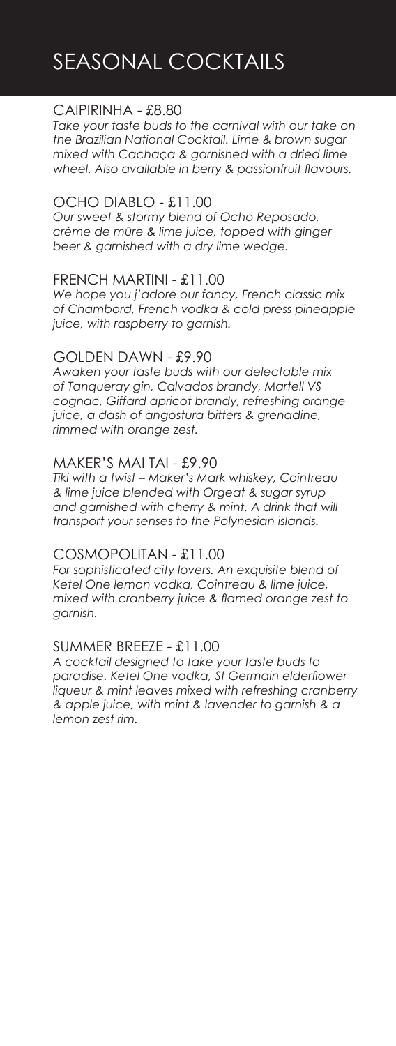# SEASONAL COCKTAILS

## CAIPIRINHA - £8.80

*Take your taste buds to the carnival with our take on the Brazilian National Cocktail. Lime & brown sugar mixed with Cachaça & garnished with a dried lime wheel. Also available in berry & passionfruit flavours.*

## OCHO DIABLO - £11.00

*Our sweet & stormy blend of Ocho Reposado, crème de mûre & lime juice, topped with ginger beer & garnished with a dry lime wedge.*

## FRENCH MARTINI - £11.00

*We hope you j'adore our fancy, French classic mix of Chambord, French vodka & cold press pineapple juice, with raspberry to garnish.*

## GOLDEN DAWN - £9.90

*Awaken your taste buds with our delectable mix of Tanqueray gin, Calvados brandy, Martell VS cognac, Giffard apricot brandy, refreshing orange juice, a dash of angostura bitters & grenadine, rimmed with orange zest.*

## MAKER'S MAI TAI - £9.90

*Tiki with a twist – Maker's Mark whiskey, Cointreau & lime juice blended with Orgeat & sugar syrup and garnished with cherry & mint. A drink that will transport your senses to the Polynesian islands.*

## COSMOPOLITAN - £11.00

*For sophisticated city lovers. An exquisite blend of Ketel One lemon vodka, Cointreau & lime juice, mixed with cranberry juice & flamed orange zest to garnish.*

## SUMMER BREEZE - £11.00

*A cocktail designed to take your taste buds to paradise. Ketel One vodka, St Germain elderflower liqueur & mint leaves mixed with refreshing cranberry & apple juice, with mint & lavender to garnish & a lemon zest rim.*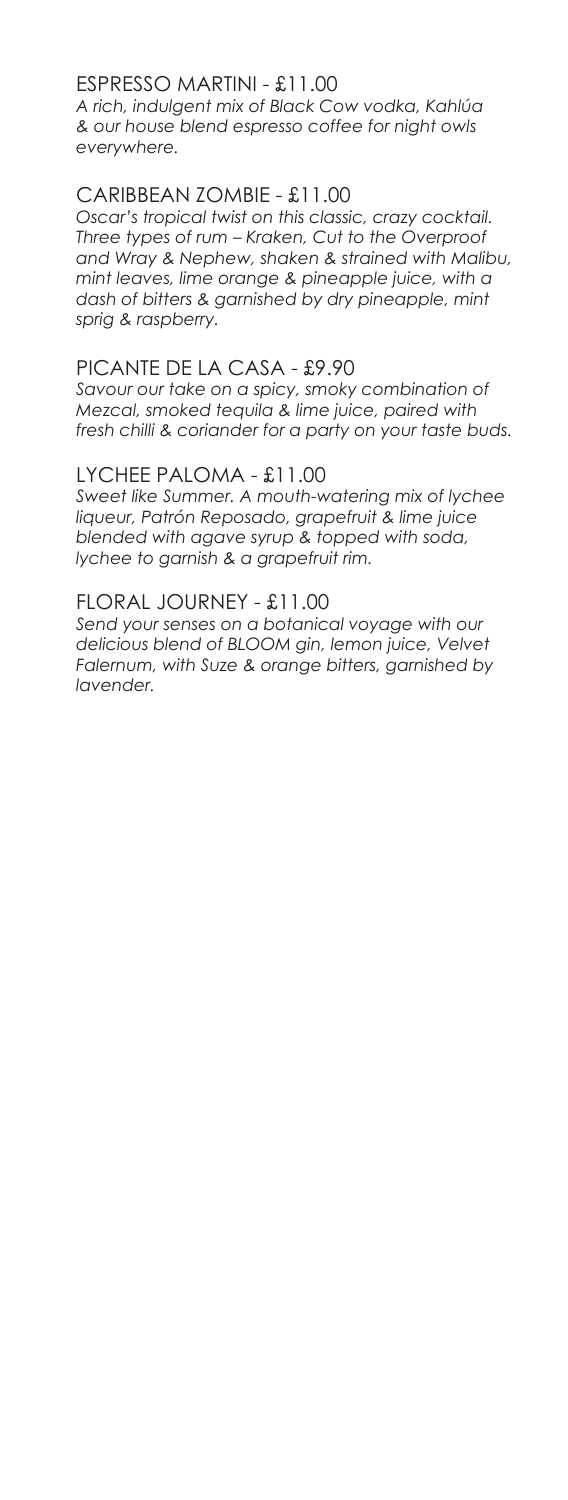## ESPRESSO MARTINI - £11.00

*A rich, indulgent mix of Black Cow vodka, Kahlúa & our house blend espresso coffee for night owls everywhere.*

## CARIBBEAN ZOMBIE - £11.00

*Oscar's tropical twist on this classic, crazy cocktail. Three types of rum – Kraken, Cut to the Overproof and Wray & Nephew, shaken & strained with Malibu, mint leaves, lime orange & pineapple juice, with a dash of bitters & garnished by dry pineapple, mint sprig & raspberry.*

## PICANTE DE LA CASA - £9.90

*Savour our take on a spicy, smoky combination of Mezcal, smoked tequila & lime juice, paired with fresh chilli & coriander for a party on your taste buds.*

## LYCHEE PALOMA - £11.00

*Sweet like Summer. A mouth-watering mix of lychee liqueur, Patrón Reposado, grapefruit & lime juice blended with agave syrup & topped with soda, lychee to garnish & a grapefruit rim.*

## FLORAL JOURNEY - £11.00

*Send your senses on a botanical voyage with our delicious blend of BLOOM gin, lemon juice, Velvet Falernum, with Suze & orange bitters, garnished by lavender.*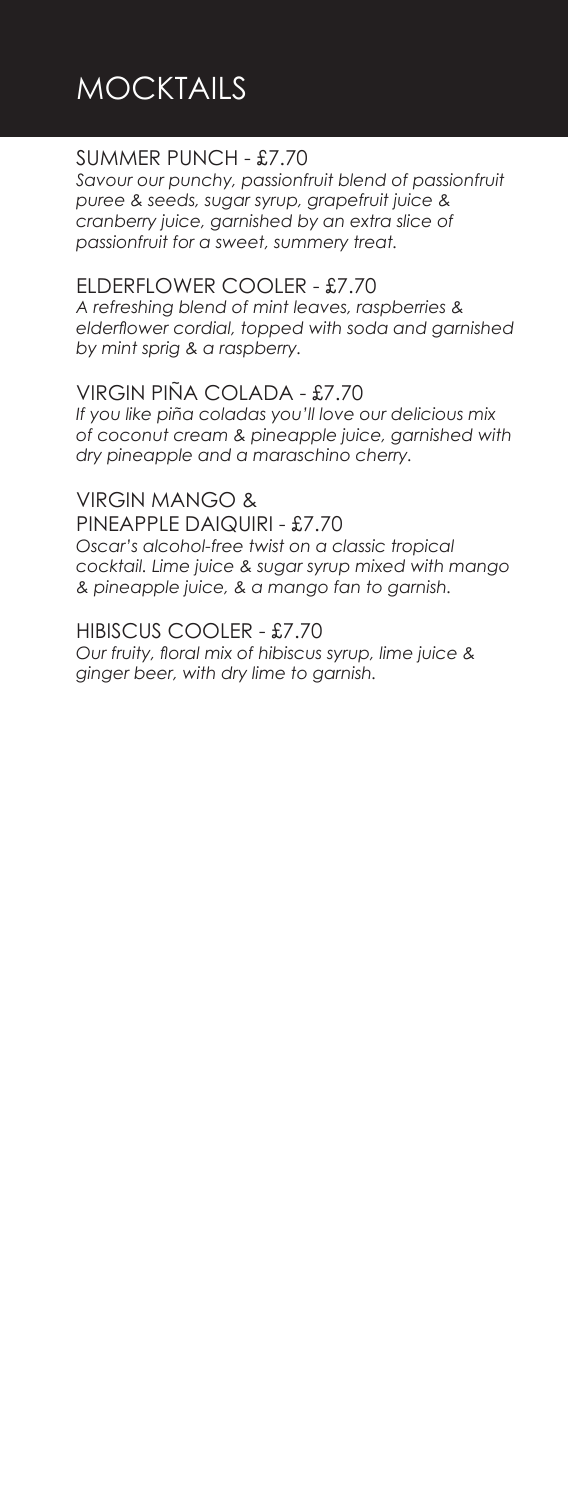# MOCKTAILS

## SUMMER PUNCH - £7.70

*Savour our punchy, passionfruit blend of passionfruit puree & seeds, sugar syrup, grapefruit juice & cranberry juice, garnished by an extra slice of passionfruit for a sweet, summery treat.*

## ELDERFLOWER COOLER - £7.70

*A refreshing blend of mint leaves, raspberries & elderflower cordial, topped with soda and garnished by mint sprig & a raspberry.*

## VIRGIN PIÑA COLADA - £7.70

*If you like piña coladas you'll love our delicious mix of coconut cream & pineapple juice, garnished with dry pineapple and a maraschino cherry.*

## VIRGIN MANGO & PINEAPPLE DAIQUIRI - £7.70

*Oscar's alcohol-free twist on a classic tropical cocktail. Lime juice & sugar syrup mixed with mango & pineapple juice, & a mango fan to garnish.*

## HIBISCUS COOLER - £7.70

*Our fruity, floral mix of hibiscus syrup, lime juice & ginger beer, with dry lime to garnish.*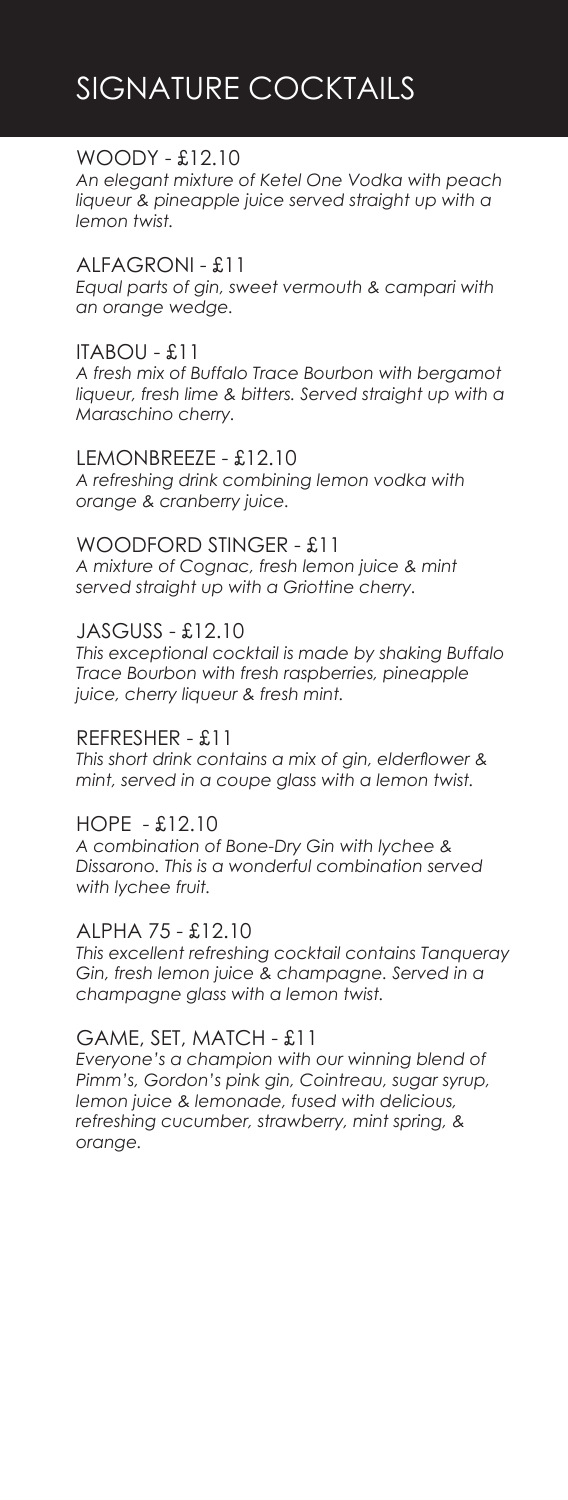# SIGNATURE COCKTAILS

### WOODY - £12.10

*An elegant mixture of Ketel One Vodka with peach liqueur & pineapple juice served straight up with a lemon twist.*

### ALFAGRONI - £11

*Equal parts of gin, sweet vermouth & campari with an orange wedge.*

### ITABOU - £11

*A fresh mix of Buffalo Trace Bourbon with bergamot liqueur, fresh lime & bitters. Served straight up with a Maraschino cherry.*

### LEMONBREEZE - £12.10

*A refreshing drink combining lemon vodka with orange & cranberry juice.*

### WOODFORD STINGER - £11

*A mixture of Cognac, fresh lemon juice & mint served straight up with a Griottine cherry.*

### JASGUSS - £12.10

*This exceptional cocktail is made by shaking Buffalo Trace Bourbon with fresh raspberries, pineapple juice, cherry liqueur & fresh mint.*

### REFRESHER - £11

*This short drink contains a mix of gin, elderflower & mint, served in a coupe glass with a lemon twist.*

### HOPE - £12.10

*A combination of Bone-Dry Gin with lychee & Dissarono. This is a wonderful combination served with lychee fruit.*

### ALPHA 75 - £12.10

*This excellent refreshing cocktail contains Tanqueray Gin, fresh lemon juice & champagne. Served in a champagne glass with a lemon twist.*

### GAME, SET, MATCH - £11

*Everyone's a champion with our winning blend of Pimm's, Gordon's pink gin, Cointreau, sugar syrup, lemon juice & lemonade, fused with delicious, refreshing cucumber, strawberry, mint spring, & orange.*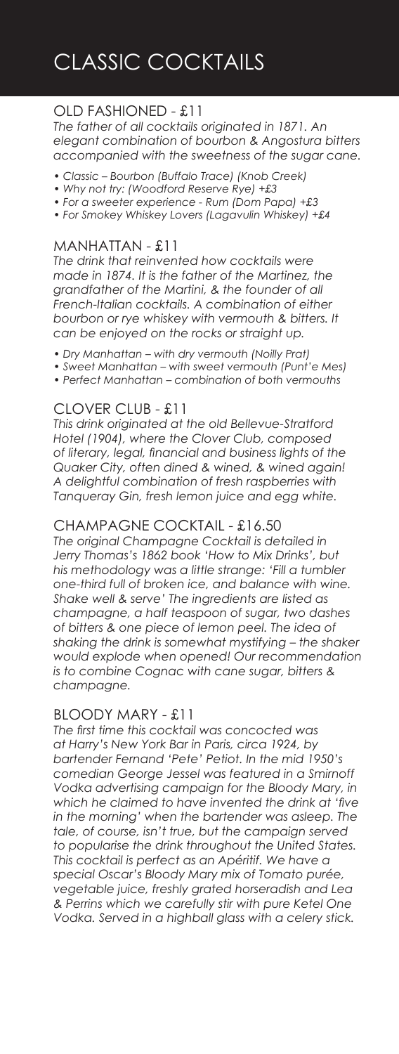# CLASSIC COCKTAILS

## OLD FASHIONED - £11

*The father of all cocktails originated in 1871. An elegant combination of bourbon & Angostura bitters accompanied with the sweetness of the sugar cane.*

- *Classic – Bourbon (Buffalo Trace) (Knob Creek)*
- *Why not try: (Woodford Reserve Rye) +£3*
- *For a sweeter experience - Rum (Dom Papa) +£3*
- *For Smokey Whiskey Lovers (Lagavulin Whiskey) +£4*

## MANHATTAN - £11

*The drink that reinvented how cocktails were made in 1874. It is the father of the Martinez, the grandfather of the Martini, & the founder of all French-Italian cocktails. A combination of either bourbon or rye whiskey with vermouth & bitters. It can be enjoyed on the rocks or straight up.*

- *Dry Manhattan – with dry vermouth (Noilly Prat)*
- *Sweet Manhattan – with sweet vermouth (Punt'e Mes)*
- *Perfect Manhattan – combination of both vermouths*

## CLOVER CLUB - £11

*This drink originated at the old Bellevue-Stratford Hotel (1904), where the Clover Club, composed of literary, legal, financial and business lights of the Quaker City, often dined & wined, & wined again! A delightful combination of fresh raspberries with Tanqueray Gin, fresh lemon juice and egg white.*

## CHAMPAGNE COCKTAIL - £16.50

*The original Champagne Cocktail is detailed in Jerry Thomas's 1862 book 'How to Mix Drinks', but his methodology was a little strange: 'Fill a tumbler one-third full of broken ice, and balance with wine. Shake well & serve' The ingredients are listed as champagne, a half teaspoon of sugar, two dashes of bitters & one piece of lemon peel. The idea of shaking the drink is somewhat mystifying – the shaker would explode when opened! Our recommendation is to combine Cognac with cane sugar, bitters & champagne.*

## BLOODY MARY - £11

*The first time this cocktail was concocted was at Harry's New York Bar in Paris, circa 1924, by bartender Fernand 'Pete' Petiot. In the mid 1950's comedian George Jessel was featured in a Smirnoff Vodka advertising campaign for the Bloody Mary, in which he claimed to have invented the drink at 'five in the morning' when the bartender was asleep. The tale, of course, isn't true, but the campaign served to popularise the drink throughout the United States. This cocktail is perfect as an Apéritif. We have a special Oscar's Bloody Mary mix of Tomato purée, vegetable juice, freshly grated horseradish and Lea & Perrins which we carefully stir with pure Ketel One Vodka. Served in a highball glass with a celery stick.*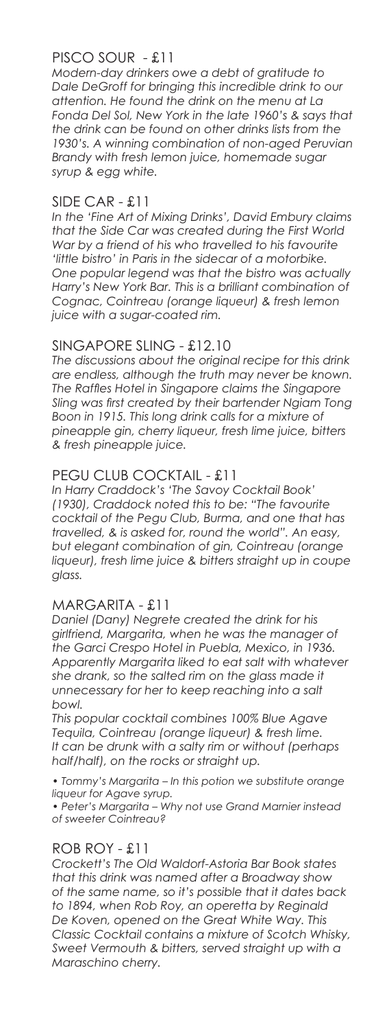## PISCO SOUR - £11

*Modern-day drinkers owe a debt of gratitude to Dale DeGroff for bringing this incredible drink to our attention. He found the drink on the menu at La Fonda Del Sol, New York in the late 1960's & says that the drink can be found on other drinks lists from the 1930's. A winning combination of non-aged Peruvian Brandy with fresh lemon juice, homemade sugar syrup & egg white.*

## SIDE CAR - £11

*In the 'Fine Art of Mixing Drinks', David Embury claims that the Side Car was created during the First World War by a friend of his who travelled to his favourite 'little bistro' in Paris in the sidecar of a motorbike. One popular legend was that the bistro was actually Harry's New York Bar. This is a brilliant combination of Cognac, Cointreau (orange liqueur) & fresh lemon juice with a sugar-coated rim.*

## SINGAPORE SLING - £12.10

*The discussions about the original recipe for this drink are endless, although the truth may never be known. The Raffles Hotel in Singapore claims the Singapore Sling was first created by their bartender Ngiam Tong Boon in 1915. This long drink calls for a mixture of pineapple gin, cherry liqueur, fresh lime juice, bitters & fresh pineapple juice.*

## PEGU CLUB COCKTAIL - £11

*In Harry Craddock's 'The Savoy Cocktail Book' (1930), Craddock noted this to be: "The favourite cocktail of the Pegu Club, Burma, and one that has travelled, & is asked for, round the world". An easy, but elegant combination of gin, Cointreau (orange liqueur), fresh lime juice & bitters straight up in coupe glass.*

## MARGARITA - £11

*Daniel (Dany) Negrete created the drink for his girlfriend, Margarita, when he was the manager of the Garci Crespo Hotel in Puebla, Mexico, in 1936. Apparently Margarita liked to eat salt with whatever she drank, so the salted rim on the glass made it unnecessary for her to keep reaching into a salt bowl.*

*This popular cocktail combines 100% Blue Agave Tequila, Cointreau (orange liqueur) & fresh lime. It can be drunk with a salty rim or without (perhaps half/half), on the rocks or straight up.*

- *Tommy's Margarita – In this potion we substitute orange liqueur for Agave syrup.*
- *Peter's Margarita – Why not use Grand Marnier instead of sweeter Cointreau?*

## ROB ROY - £11

*Crockett's The Old Waldorf-Astoria Bar Book states that this drink was named after a Broadway show of the same name, so it's possible that it dates back to 1894, when Rob Roy, an operetta by Reginald De Koven, opened on the Great White Way. This Classic Cocktail contains a mixture of Scotch Whisky, Sweet Vermouth & bitters, served straight up with a Maraschino cherry.*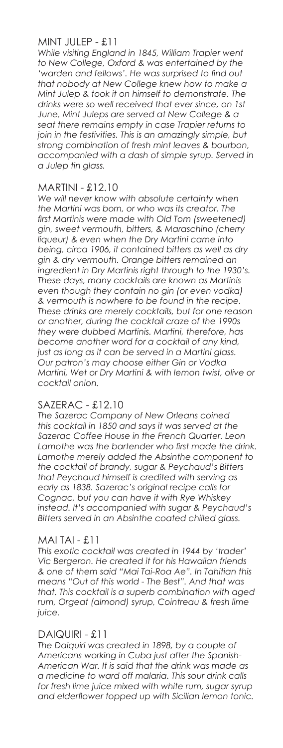## MINT JULEP - £11

*While visiting England in 1845, William Trapier went to New College, Oxford & was entertained by the 'warden and fellows'. He was surprised to find out that nobody at New College knew how to make a Mint Julep & took it on himself to demonstrate. The drinks were so well received that ever since, on 1st June, Mint Juleps are served at New College & a seat there remains empty in case Trapier returns to join in the festivities. This is an amazingly simple, but strong combination of fresh mint leaves & bourbon, accompanied with a dash of simple syrup. Served in a Julep tin glass.*

## MARTINI - £12.10

*We will never know with absolute certainty when the Martini was born, or who was its creator. The first Martinis were made with Old Tom (sweetened) gin, sweet vermouth, bitters, & Maraschino (cherry liqueur) & even when the Dry Martini came into being, circa 1906, it contained bitters as well as dry gin & dry vermouth. Orange bitters remained an ingredient in Dry Martinis right through to the 1930's. These days, many cocktails are known as Martinis even though they contain no gin (or even vodka) & vermouth is nowhere to be found in the recipe. These drinks are merely cocktails, but for one reason or another, during the cocktail craze of the 1990s they were dubbed Martinis. Martini, therefore, has become another word for a cocktail of any kind, just as long as it can be served in a Martini glass. Our patron's may choose either Gin or Vodka Martini, Wet or Dry Martini & with lemon twist, olive or cocktail onion.*

## SAZERAC - £12.10

*The Sazerac Company of New Orleans coined this cocktail in 1850 and says it was served at the Sazerac Coffee House in the French Quarter. Leon Lamothe was the bartender who first made the drink. Lamothe merely added the Absinthe component to the cocktail of brandy, sugar & Peychaud's Bitters that Peychaud himself is credited with serving as early as 1838. Sazerac's original recipe calls for Cognac, but you can have it with Rye Whiskey instead. It's accompanied with sugar & Peychaud's Bitters served in an Absinthe coated chilled glass.*

## MAI TAI - £11

*This exotic cocktail was created in 1944 by 'trader' Vic Bergeron. He created it for his Hawaiian friends & one of them said "Mai Tai-Roa Ae". In Tahitian this means "Out of this world - The Best". And that was that. This cocktail is a superb combination with aged rum, Orgeat (almond) syrup, Cointreau & fresh lime juice.*

## DAIQUIRI - £11

*The Daiquiri was created in 1898, by a couple of Americans working in Cuba just after the Spanish-American War. It is said that the drink was made as a medicine to ward off malaria. This sour drink calls for fresh lime juice mixed with white rum, sugar syrup and elderflower topped up with Sicilian lemon tonic.*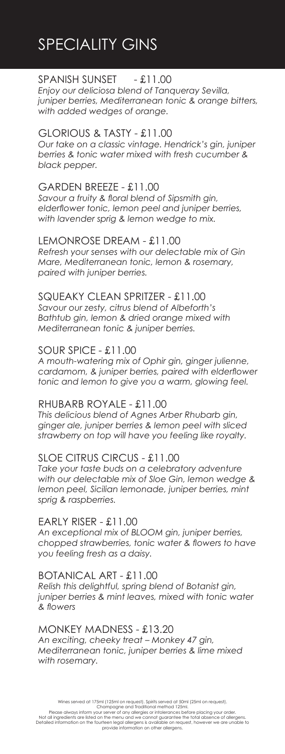# SPECIALITY GINS

## SPANISH SUNSET - £11.00

*Enjoy our deliciosa blend of Tanqueray Sevilla, juniper berries, Mediterranean tonic & orange bitters, with added wedges of orange.*

## GLORIOUS & TASTY - £11.00

*Our take on a classic vintage. Hendrick's gin, juniper berries & tonic water mixed with fresh cucumber & black pepper.*

## GARDEN BREEZE - £11.00

*Savour a fruity & floral blend of Sipsmith gin, elderflower tonic, lemon peel and juniper berries, with lavender sprig & lemon wedge to mix.*

## LEMONROSE DREAM - £11.00

*Refresh your senses with our delectable mix of Gin Mare, Mediterranean tonic, lemon & rosemary, paired with juniper berries.*

## SQUEAKY CLEAN SPRITZER - £11.00

*Savour our zesty, citrus blend of Albeforth's Bathtub gin, lemon & dried orange mixed with Mediterranean tonic & juniper berries.*

## SOUR SPICE - £11.00

*A mouth-watering mix of Ophir gin, ginger julienne, cardamom, & juniper berries, paired with elderflower tonic and lemon to give you a warm, glowing feel.*

## RHUBARB ROYALE - £11.00

*This delicious blend of Agnes Arber Rhubarb gin, ginger ale, juniper berries & lemon peel with sliced strawberry on top will have you feeling like royalty.*

## SLOE CITRUS CIRCUS - £11.00

*Take your taste buds on a celebratory adventure with our delectable mix of Sloe Gin, lemon wedge & lemon peel, Sicilian lemonade, juniper berries, mint sprig & raspberries.*

## EARLY RISER - £11.00

*An exceptional mix of BLOOM gin, juniper berries, chopped strawberries, tonic water & flowers to have you feeling fresh as a daisy.*

## BOTANICAL ART - £11.00

*Relish this delightful, spring blend of Botanist gin, juniper berries & mint leaves, mixed with tonic water & flowers*

## MONKEY MADNESS - £13.20

*An exciting, cheeky treat – Monkey 47 gin, Mediterranean tonic, juniper berries & lime mixed with rosemary.*

Wines served at 175ml (125ml on request). Spirits served at 50ml (25ml on request).
Champagne and Traditional method 125ml.
Please always inform your server of any allergies or intolerances before placing your order.
Not all ingredients are listed on the menu and we cannot guarantee the total absence of allergens.
Detailed information on the fourteen legal allergens is available on request, however we are unable to provide information on other allergens.